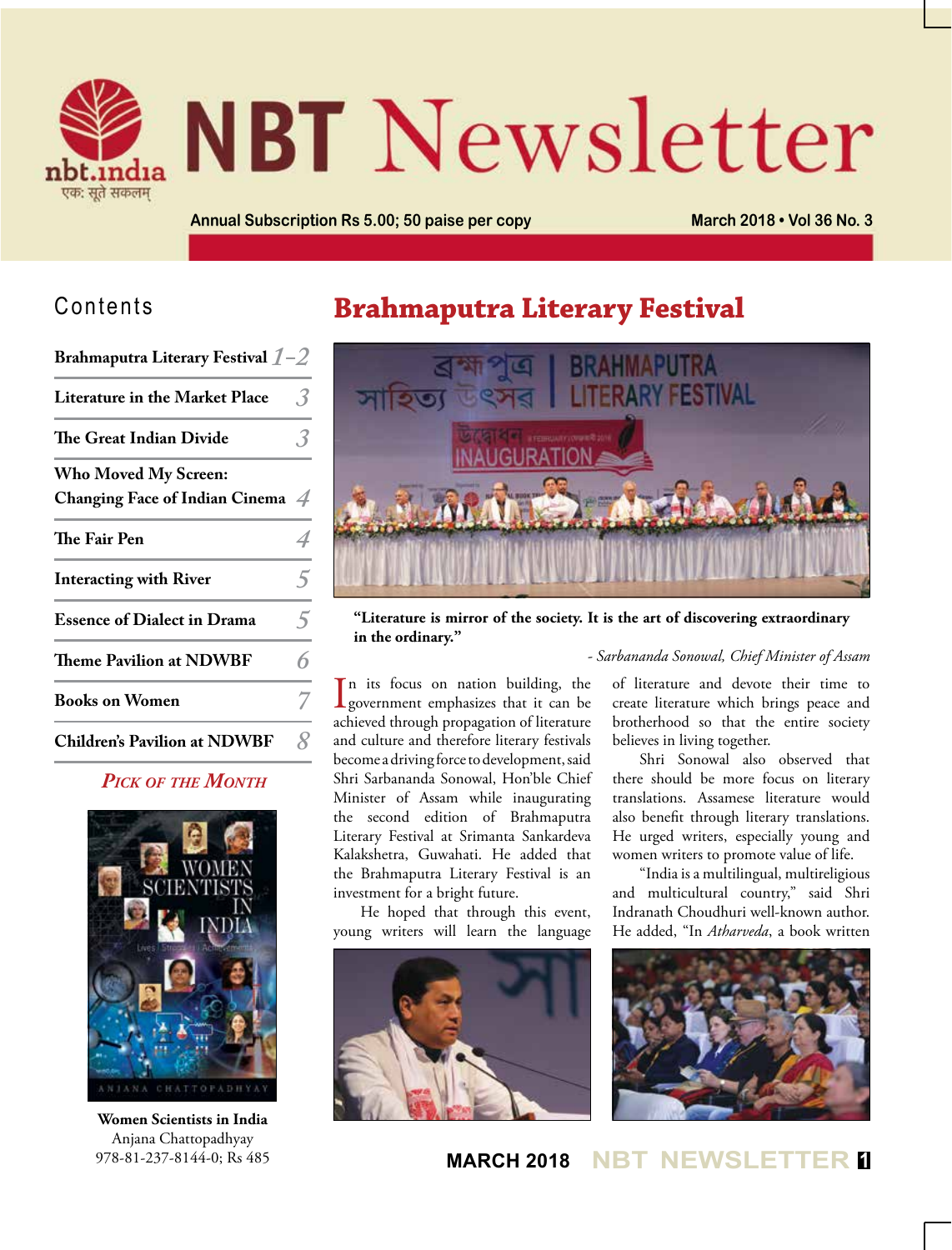# NBT Newsletter

nbt.india
एक: सूते सकलम्

Annual Subscription Rs 5.00; 50 paise per copy

March 2018 • Vol 36 No. 3

## Contents

| | |
|---|---|
| Brahmaputra Literary Festival | 1–2 |
| Literature in the Market Place | 3 |
| The Great Indian Divide | 3 |
| Who Moved My Screen: Changing Face of Indian Cinema | 4 |
| The Fair Pen | 4 |
| Interacting with River | 5 |
| Essence of Dialect in Drama | 5 |
| Theme Pavilion at NDWBF | 6 |
| Books on Women | 7 |
| Children's Pavilion at NDWBF | 8 |

*PICK OF THE MONTH*

**Women Scientists in India**
Anjana Chattopadhyay
978-81-237-8144-0; Rs 485

# Brahmaputra Literary Festival

**"Literature is mirror of the society. It is the art of discovering extraordinary in the ordinary."**

*- Sarbananda Sonowal, Chief Minister of Assam*

In its focus on nation building, the government emphasizes that it can be achieved through propagation of literature and culture and therefore literary festivals become a driving force to development, said Shri Sarbananda Sonowal, Hon'ble Chief Minister of Assam while inaugurating the second edition of Brahmaputra Literary Festival at Srimanta Sankardeva Kalakshetra, Guwahati. He added that the Brahmaputra Literary Festival is an investment for a bright future.

He hoped that through this event, young writers will learn the language of literature and devote their time to create literature which brings peace and brotherhood so that the entire society believes in living together.

Shri Sonowal also observed that there should be more focus on literary translations. Assamese literature would also benefit through literary translations. He urged writers, especially young and women writers to promote value of life.

"India is a multilingual, multireligious and multicultural country," said Shri Indranath Choudhuri well-known author. He added, "In *Atharveda*, a book written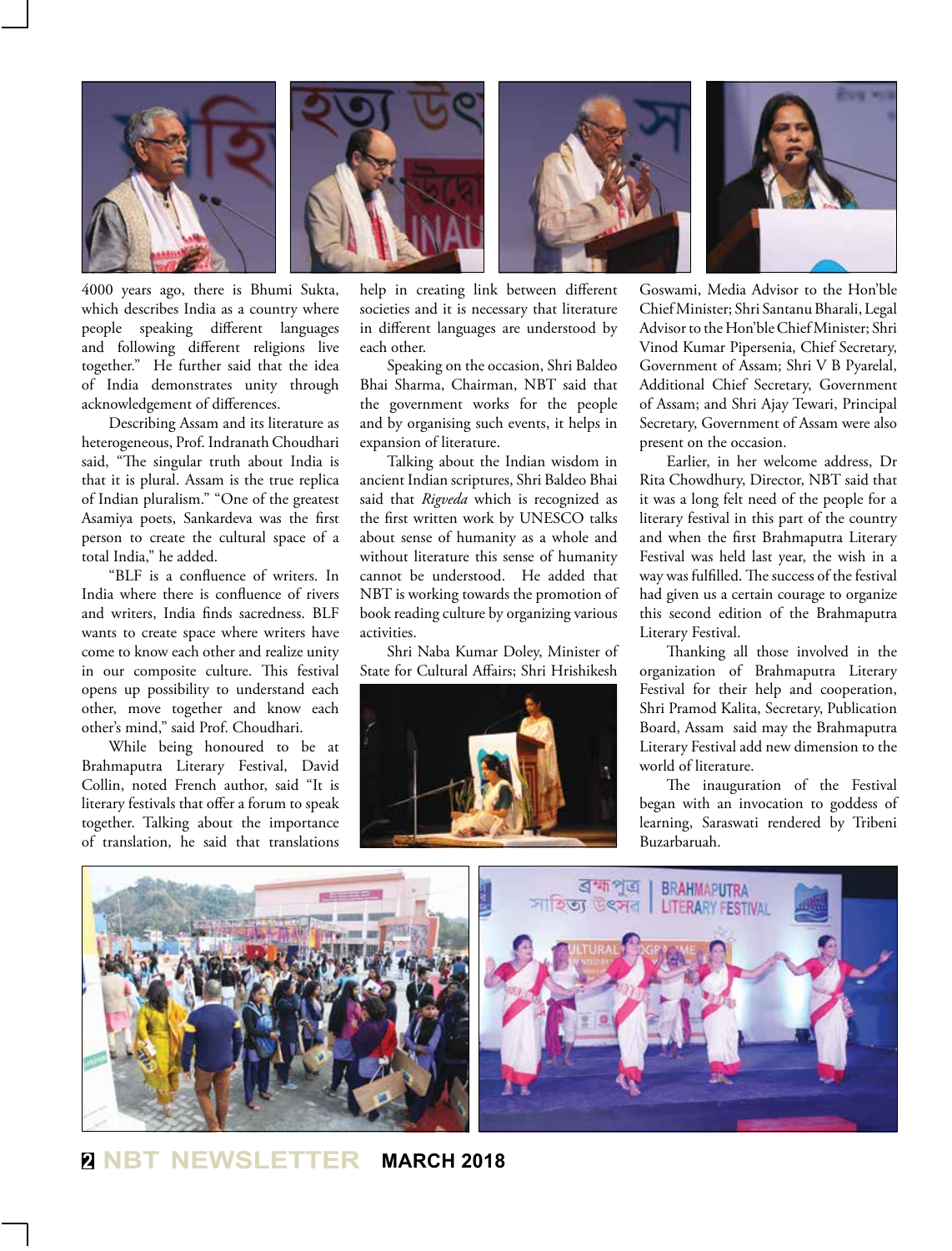4000 years ago, there is Bhumi Sukta, which describes India as a country where people speaking different languages and following different religions live together." He further said that the idea of India demonstrates unity through acknowledgement of differences.

Describing Assam and its literature as heterogeneous, Prof. Indranath Choudhari said, "The singular truth about India is that it is plural. Assam is the true replica of Indian pluralism." "One of the greatest Asamiya poets, Sankardeva was the first person to create the cultural space of a total India," he added.

"BLF is a confluence of writers. In India where there is confluence of rivers and writers, India finds sacredness. BLF wants to create space where writers have come to know each other and realize unity in our composite culture. This festival opens up possibility to understand each other, move together and know each other's mind," said Prof. Choudhari.

While being honoured to be at Brahmaputra Literary Festival, David Collin, noted French author, said "It is literary festivals that offer a forum to speak together. Talking about the importance of translation, he said that translations help in creating link between different societies and it is necessary that literature in different languages are understood by each other.

Speaking on the occasion, Shri Baldeo Bhai Sharma, Chairman, NBT said that the government works for the people and by organising such events, it helps in expansion of literature.

Talking about the Indian wisdom in ancient Indian scriptures, Shri Baldeo Bhai said that *Rigveda* which is recognized as the first written work by UNESCO talks about sense of humanity as a whole and without literature this sense of humanity cannot be understood. He added that NBT is working towards the promotion of book reading culture by organizing various activities.

Shri Naba Kumar Doley, Minister of State for Cultural Affairs; Shri Hrishikesh Goswami, Media Advisor to the Hon'ble Chief Minister; Shri Santanu Bharali, Legal Advisor to the Hon'ble Chief Minister; Shri Vinod Kumar Pipersenia, Chief Secretary, Government of Assam; Shri V B Pyarelal, Additional Chief Secretary, Government of Assam; and Shri Ajay Tewari, Principal Secretary, Government of Assam were also present on the occasion.

Earlier, in her welcome address, Dr Rita Chowdhury, Director, NBT said that it was a long felt need of the people for a literary festival in this part of the country and when the first Brahmaputra Literary Festival was held last year, the wish in a way was fulfilled. The success of the festival had given us a certain courage to organize this second edition of the Brahmaputra Literary Festival.

Thanking all those involved in the organization of Brahmaputra Literary Festival for their help and cooperation, Shri Pramod Kalita, Secretary, Publication Board, Assam said may the Brahmaputra Literary Festival add new dimension to the world of literature.

The inauguration of the Festival began with an invocation to goddess of learning, Saraswati rendered by Tribeni Buzarbaruah.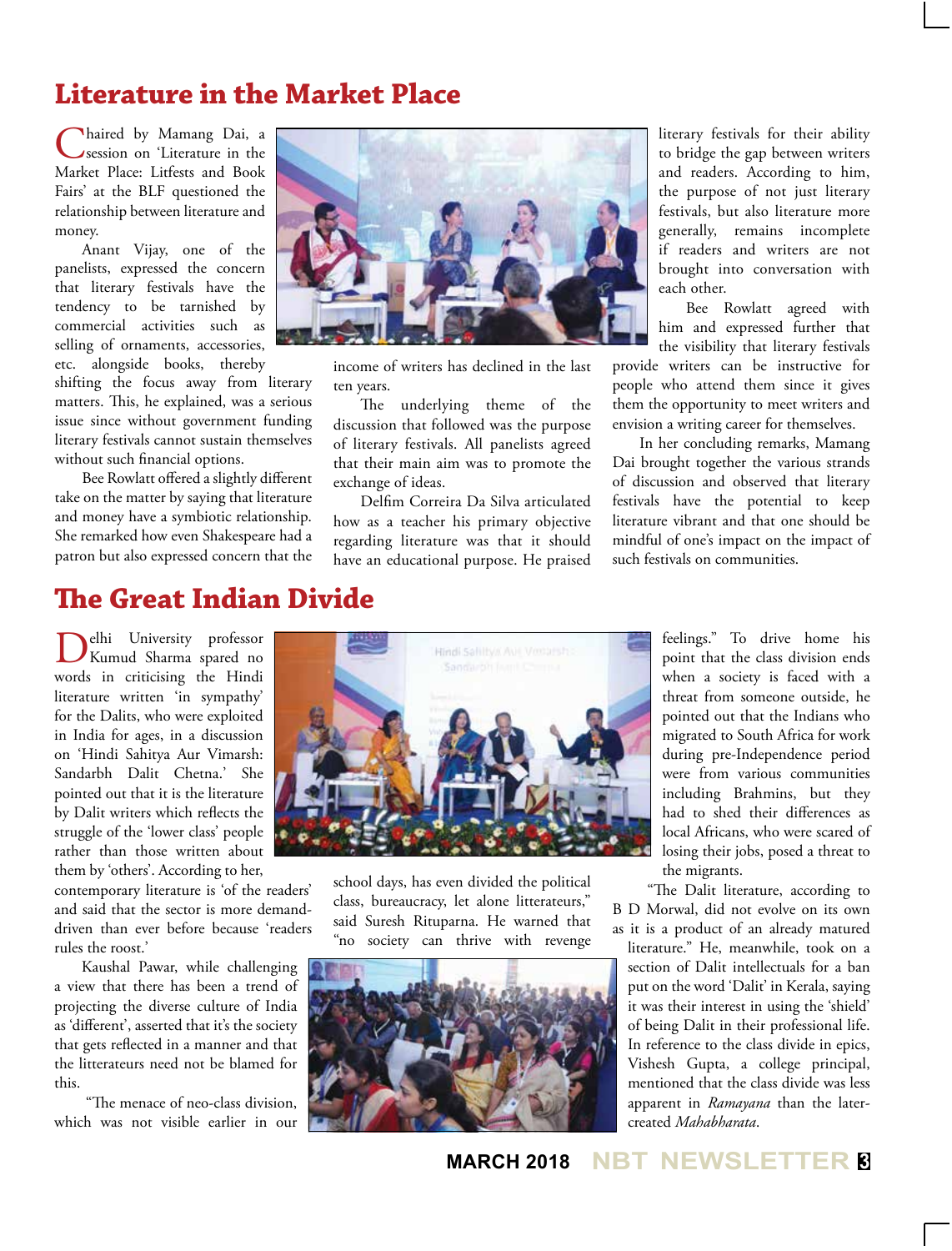# Literature in the Market Place

Chaired by Mamang Dai, a session on 'Literature in the Market Place: Litfests and Book Fairs' at the BLF questioned the relationship between literature and money.

Anant Vijay, one of the panelists, expressed the concern that literary festivals have the tendency to be tarnished by commercial activities such as selling of ornaments, accessories, etc. alongside books, thereby shifting the focus away from literary matters. This, he explained, was a serious issue since without government funding literary festivals cannot sustain themselves without such financial options.

Bee Rowlatt offered a slightly different take on the matter by saying that literature and money have a symbiotic relationship. She remarked how even Shakespeare had a patron but also expressed concern that the income of writers has declined in the last ten years.

The underlying theme of the discussion that followed was the purpose of literary festivals. All panelists agreed that their main aim was to promote the exchange of ideas.

Delfim Correira Da Silva articulated how as a teacher his primary objective regarding literature was that it should have an educational purpose. He praised literary festivals for their ability to bridge the gap between writers and readers. According to him, the purpose of not just literary festivals, but also literature more generally, remains incomplete if readers and writers are not brought into conversation with each other.

Bee Rowlatt agreed with him and expressed further that the visibility that literary festivals provide writers can be instructive for people who attend them since it gives them the opportunity to meet writers and envision a writing career for themselves.

In her concluding remarks, Mamang Dai brought together the various strands of discussion and observed that literary festivals have the potential to keep literature vibrant and that one should be mindful of one's impact on the impact of such festivals on communities.

# The Great Indian Divide

Delhi University professor Kumud Sharma spared no words in criticising the Hindi literature written 'in sympathy' for the Dalits, who were exploited in India for ages, in a discussion on 'Hindi Sahitya Aur Vimarsh: Sandarbh Dalit Chetna.' She pointed out that it is the literature by Dalit writers which reflects the struggle of the 'lower class' people rather than those written about them by 'others'. According to her, contemporary literature is 'of the readers' and said that the sector is more demand-driven than ever before because 'readers rules the roost.'

Kaushal Pawar, while challenging a view that there has been a trend of projecting the diverse culture of India as 'different', asserted that it's the society that gets reflected in a manner and that the litterateurs need not be blamed for this.

"The menace of neo-class division, which was not visible earlier in our school days, has even divided the political class, bureaucracy, let alone litterateurs," said Suresh Rituparna. He warned that "no society can thrive with revenge feelings." To drive home his point that the class division ends when a society is faced with a threat from someone outside, he pointed out that the Indians who migrated to South Africa for work during pre-Independence period were from various communities including Brahmins, but they had to shed their differences as local Africans, who were scared of losing their jobs, posed a threat to the migrants.

"The Dalit literature, according to B D Morwal, did not evolve on its own as it is a product of an already matured literature." He, meanwhile, took on a section of Dalit intellectuals for a ban put on the word 'Dalit' in Kerala, saying it was their interest in using the 'shield' of being Dalit in their professional life. In reference to the class divide in epics, Vishesh Gupta, a college principal, mentioned that the class divide was less apparent in *Ramayana* than the later-created *Mahabharata*.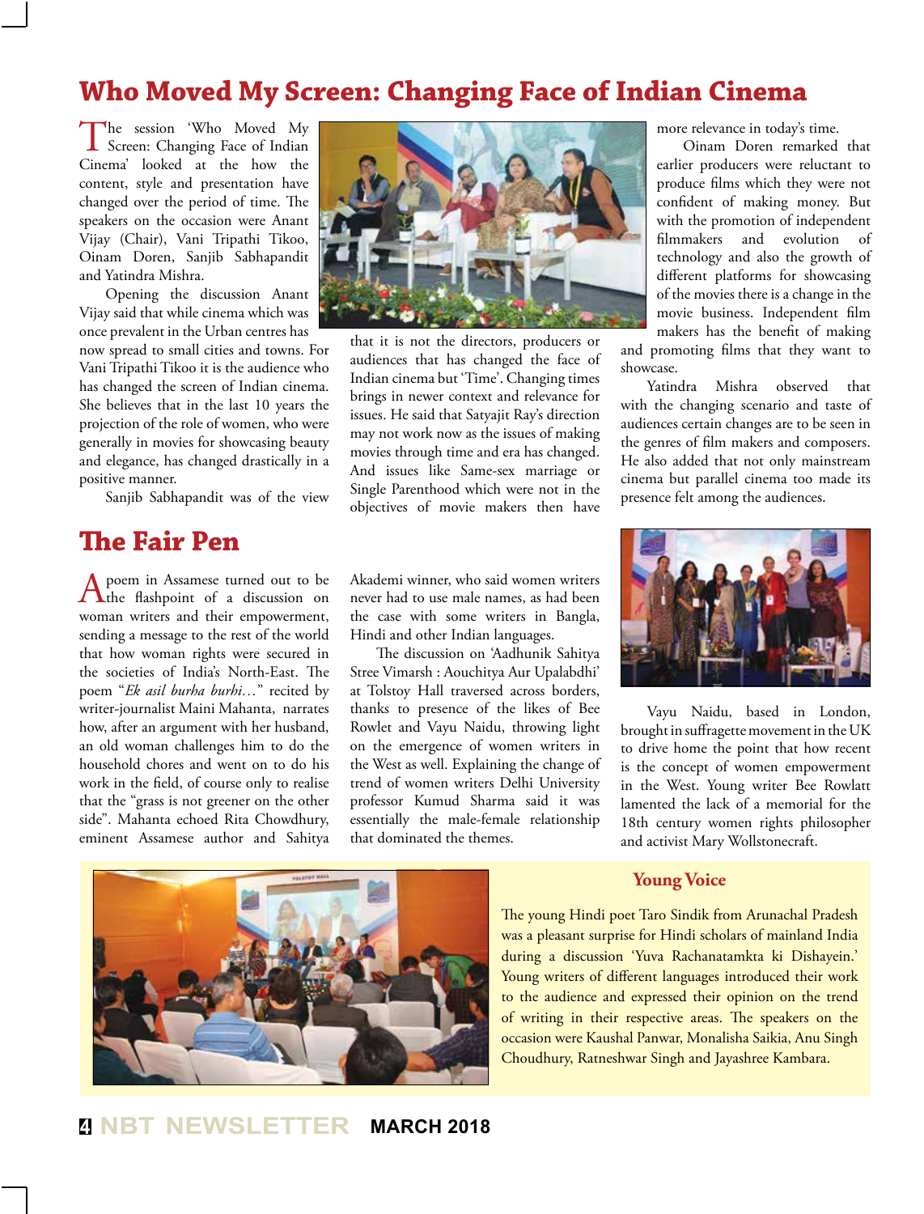## Who Moved My Screen: Changing Face of Indian Cinema

The session 'Who Moved My Screen: Changing Face of Indian Cinema' looked at the how the content, style and presentation have changed over the period of time. The speakers on the occasion were Anant Vijay (Chair), Vani Tripathi Tikoo, Oinam Doren, Sanjib Sabhapandit and Yatindra Mishra.

Opening the discussion Anant Vijay said that while cinema which was once prevalent in the Urban centres has now spread to small cities and towns. For Vani Tripathi Tikoo it is the audience who has changed the screen of Indian cinema. She believes that in the last 10 years the projection of the role of women, who were generally in movies for showcasing beauty and elegance, has changed drastically in a positive manner.

Sanjib Sabhapandit was of the view that it is not the directors, producers or audiences that has changed the face of Indian cinema but 'Time'. Changing times brings in newer context and relevance for issues. He said that Satyajit Ray's direction may not work now as the issues of making movies through time and era has changed. And issues like Same-sex marriage or Single Parenthood which were not in the objectives of movie makers then have more relevance in today's time.

Oinam Doren remarked that earlier producers were reluctant to produce films which they were not confident of making money. But with the promotion of independent filmmakers and evolution of technology and also the growth of different platforms for showcasing of the movies there is a change in the movie business. Independent film makers has the benefit of making and promoting films that they want to showcase.

Yatindra Mishra observed that with the changing scenario and taste of audiences certain changes are to be seen in the genres of film makers and composers. He also added that not only mainstream cinema but parallel cinema too made its presence felt among the audiences.

## The Fair Pen

A poem in Assamese turned out to be the flashpoint of a discussion on woman writers and their empowerment, sending a message to the rest of the world that how woman rights were secured in the societies of India's North-East. The poem "*Ek asil burha burhi…*" recited by writer-journalist Maini Mahanta, narrates how, after an argument with her husband, an old woman challenges him to do the household chores and went on to do his work in the field, of course only to realise that the "grass is not greener on the other side". Mahanta echoed Rita Chowdhury, eminent Assamese author and Sahitya Akademi winner, who said women writers never had to use male names, as had been the case with some writers in Bangla, Hindi and other Indian languages.

The discussion on 'Aadhunik Sahitya Stree Vimarsh : Aouchitya Aur Upalabdhi' at Tolstoy Hall traversed across borders, thanks to presence of the likes of Bee Rowlet and Vayu Naidu, throwing light on the emergence of women writers in the West as well. Explaining the change of trend of women writers Delhi University professor Kumud Sharma said it was essentially the male-female relationship that dominated the themes.

Vayu Naidu, based in London, brought in suffragette movement in the UK to drive home the point that how recent is the concept of women empowerment in the West. Young writer Bee Rowlatt lamented the lack of a memorial for the 18th century women rights philosopher and activist Mary Wollstonecraft.

### Young Voice

The young Hindi poet Taro Sindik from Arunachal Pradesh was a pleasant surprise for Hindi scholars of mainland India during a discussion 'Yuva Rachanatamkta ki Dishayein.' Young writers of different languages introduced their work to the audience and expressed their opinion on the trend of writing in their respective areas. The speakers on the occasion were Kaushal Panwar, Monalisha Saikia, Anu Singh Choudhury, Ratneshwar Singh and Jayashree Kambara.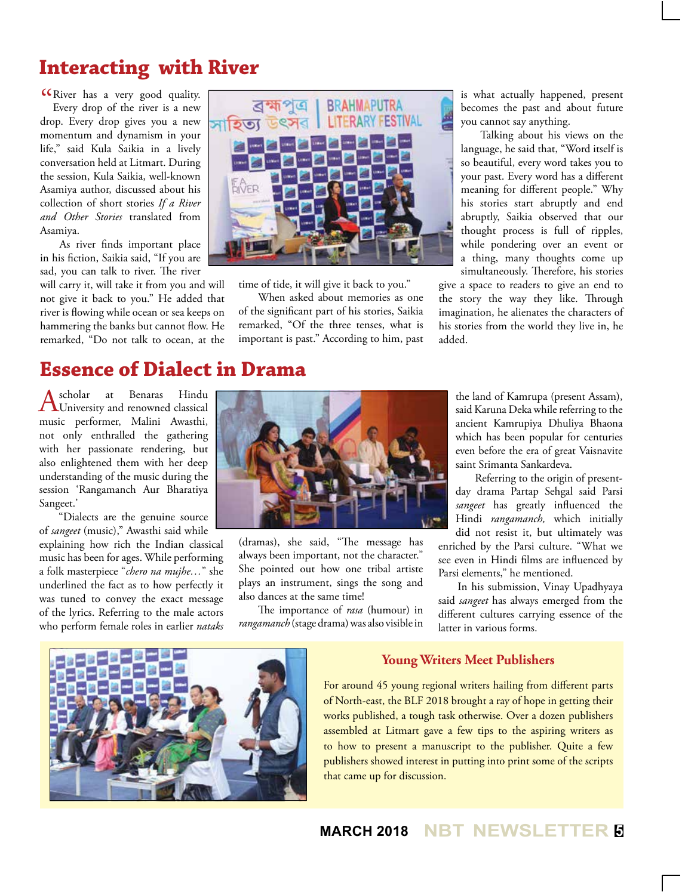## Interacting with River

"River has a very good quality. Every drop of the river is a new drop. Every drop gives you a new momentum and dynamism in your life," said Kula Saikia in a lively conversation held at Litmart. During the session, Kula Saikia, well-known Asamiya author, discussed about his collection of short stories *If a River and Other Stories* translated from Asamiya.

As river finds important place in his fiction, Saikia said, "If you are sad, you can talk to river. The river will carry it, will take it from you and will not give it back to you." He added that river is flowing while ocean or sea keeps on hammering the banks but cannot flow. He remarked, "Do not talk to ocean, at the time of tide, it will give it back to you."

When asked about memories as one of the significant part of his stories, Saikia remarked, "Of the three tenses, what is important is past." According to him, past is what actually happened, present becomes the past and about future you cannot say anything.

Talking about his views on the language, he said that, "Word itself is so beautiful, every word takes you to your past. Every word has a different meaning for different people." Why his stories start abruptly and end abruptly, Saikia observed that our thought process is full of ripples, while pondering over an event or a thing, many thoughts come up simultaneously. Therefore, his stories give a space to readers to give an end to the story the way they like. Through imagination, he alienates the characters of his stories from the world they live in, he added.

## Essence of Dialect in Drama

A scholar at Benaras Hindu University and renowned classical music performer, Malini Awasthi, not only enthralled the gathering with her passionate rendering, but also enlightened them with her deep understanding of the music during the session 'Rangamanch Aur Bharatiya Sangeet.'

"Dialects are the genuine source of *sangeet* (music)," Awasthi said while explaining how rich the Indian classical music has been for ages. While performing a folk masterpiece "*chero na mujhe…*" she underlined the fact as to how perfectly it was tuned to convey the exact message of the lyrics. Referring to the male actors who perform female roles in earlier *nataks* (dramas), she said, "The message has always been important, not the character." She pointed out how one tribal artiste plays an instrument, sings the song and also dances at the same time!

The importance of *rasa* (humour) in *rangamanch* (stage drama) was also visible in the land of Kamrupa (present Assam), said Karuna Deka while referring to the ancient Kamrupiya Dhuliya Bhaona which has been popular for centuries even before the era of great Vaisnavite saint Srimanta Sankardeva.

Referring to the origin of present-day drama Partap Sehgal said Parsi *sangeet* has greatly influenced the Hindi *rangamanch,* which initially did not resist it, but ultimately was enriched by the Parsi culture. "What we see even in Hindi films are influenced by Parsi elements," he mentioned.

In his submission, Vinay Upadhyaya said *sangeet* has always emerged from the different cultures carrying essence of the latter in various forms.

### Young Writers Meet Publishers

For around 45 young regional writers hailing from different parts of North-east, the BLF 2018 brought a ray of hope in getting their works published, a tough task otherwise. Over a dozen publishers assembled at Litmart gave a few tips to the aspiring writers as to how to present a manuscript to the publisher. Quite a few publishers showed interest in putting into print some of the scripts that came up for discussion.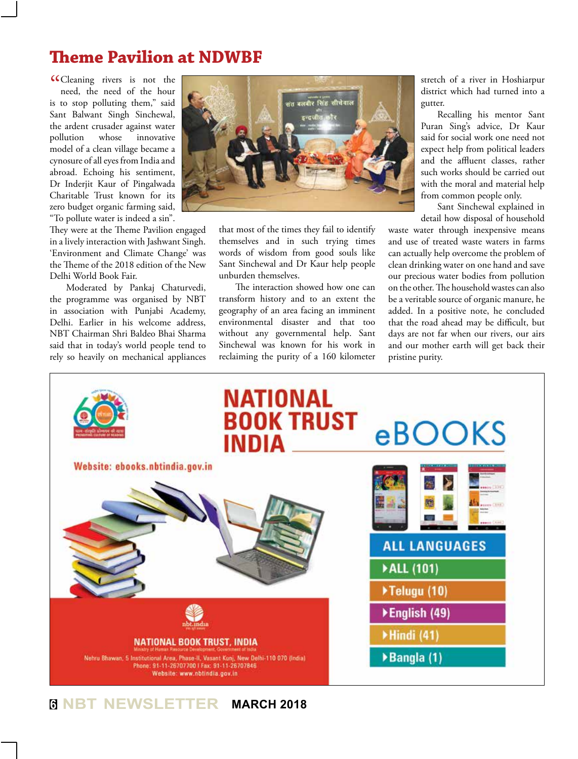# Theme Pavilion at NDWBF

"Cleaning rivers is not the need, the need of the hour is to stop polluting them," said Sant Balwant Singh Sinchewal, the ardent crusader against water pollution whose innovative model of a clean village became a cynosure of all eyes from India and abroad. Echoing his sentiment, Dr Inderjit Kaur of Pingalwada Charitable Trust known for its zero budget organic farming said, "To pollute water is indeed a sin". They were at the Theme Pavilion engaged in a lively interaction with Jashwant Singh. 'Environment and Climate Change' was the Theme of the 2018 edition of the New Delhi World Book Fair.

Moderated by Pankaj Chaturvedi, the programme was organised by NBT in association with Punjabi Academy, Delhi. Earlier in his welcome address, NBT Chairman Shri Baldeo Bhai Sharma said that in today's world people tend to rely so heavily on mechanical appliances that most of the times they fail to identify themselves and in such trying times words of wisdom from good souls like Sant Sinchewal and Dr Kaur help people unburden themselves.

The interaction showed how one can transform history and to an extent the geography of an area facing an imminent environmental disaster and that too without any governmental help. Sant Sinchewal was known for his work in reclaiming the purity of a 160 kilometer stretch of a river in Hoshiarpur district which had turned into a gutter.

Recalling his mentor Sant Puran Sing's advice, Dr Kaur said for social work one need not expect help from political leaders and the affluent classes, rather such works should be carried out with the moral and material help from common people only.

Sant Sinchewal explained in detail how disposal of household waste water through inexpensive means and use of treated waste waters in farms can actually help overcome the problem of clean drinking water on one hand and save our precious water bodies from pollution on the other. The household wastes can also be a veritable source of organic manure, he added. In a positive note, he concluded that the road ahead may be difficult, but days are not far when our rivers, our airs and our mother earth will get back their pristine purity.

---

**NATIONAL BOOK TRUST INDIA eBOOKS**

Website: ebooks.nbtindia.gov.in

ALL LANGUAGES
- ALL (101)
- Telugu (10)
- English (49)
- Hindi (41)
- Bangla (1)

NATIONAL BOOK TRUST, INDIA
Ministry of Human Resource Development, Government of India
Nehru Bhawan, 5 Institutional Area, Phase-II, Vasant Kunj, New Delhi-110 070 (India)
Phone: 91-11-26707700 | Fax: 91-11-26707846
Website: www.nbtindia.gov.in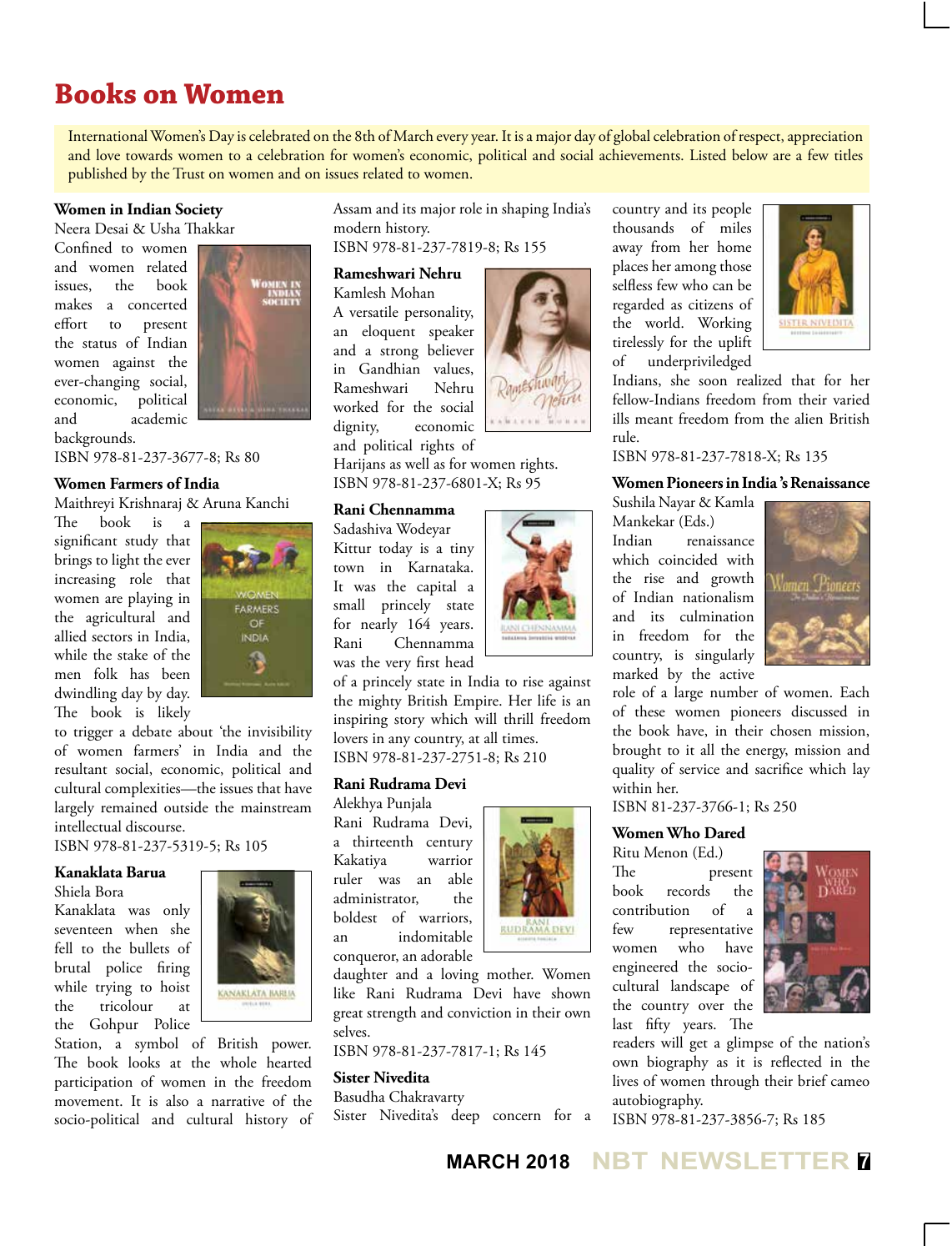# Books on Women

International Women's Day is celebrated on the 8th of March every year. It is a major day of global celebration of respect, appreciation and love towards women to a celebration for women's economic, political and social achievements. Listed below are a few titles published by the Trust on women and on issues related to women.

**Women in Indian Society**
Neera Desai & Usha Thakkar

Confined to women and women related issues, the book makes a concerted effort to present the status of Indian women against the ever-changing social, economic, political and academic backgrounds.

ISBN 978-81-237-3677-8; Rs 80

**Women Farmers of India**
Maithreyi Krishnaraj & Aruna Kanchi

The book is a significant study that brings to light the ever increasing role that women are playing in the agricultural and allied sectors in India, while the stake of the men folk has been dwindling day by day. The book is likely to trigger a debate about 'the invisibility of women farmers' in India and the resultant social, economic, political and cultural complexities—the issues that have largely remained outside the mainstream intellectual discourse.

ISBN 978-81-237-5319-5; Rs 105

**Kanaklata Barua**
Shiela Bora

Kanaklata was only seventeen when she fell to the bullets of brutal police firing while trying to hoist the tricolour at the Gohpur Police Station, a symbol of British power. The book looks at the whole hearted participation of women in the freedom movement. It is also a narrative of the socio-political and cultural history of Assam and its major role in shaping India's modern history.

ISBN 978-81-237-7819-8; Rs 155

**Rameshwari Nehru**
Kamlesh Mohan

A versatile personality, an eloquent speaker and a strong believer in Gandhian values, Rameshwari Nehru worked for the social dignity, economic and political rights of Harijans as well as for women rights.

ISBN 978-81-237-6801-X; Rs 95

**Rani Chennamma**
Sadashiva Wodeyar

Kittur today is a tiny town in Karnataka. It was the capital a small princely state for nearly 164 years. Rani Chennamma was the very first head of a princely state in India to rise against the mighty British Empire. Her life is an inspiring story which will thrill freedom lovers in any country, at all times.

ISBN 978-81-237-2751-8; Rs 210

**Rani Rudrama Devi**
Alekhya Punjala

Rani Rudrama Devi, a thirteenth century Kakatiya warrior ruler was an able administrator, the boldest of warriors, an indomitable conqueror, an adorable daughter and a loving mother. Women like Rani Rudrama Devi have shown great strength and conviction in their own selves.

ISBN 978-81-237-7817-1; Rs 145

**Sister Nivedita**
Basudha Chakravarty

Sister Nivedita's deep concern for a country and its people thousands of miles away from her home places her among those selfless few who can be regarded as citizens of the world. Working tirelessly for the uplift of underpriviledged Indians, she soon realized that for her fellow-Indians freedom from their varied ills meant freedom from the alien British rule.

ISBN 978-81-237-7818-X; Rs 135

**Women Pioneers in India's Renaissance**
Sushila Nayar & Kamla Mankekar (Eds.)

Indian renaissance which coincided with the rise and growth of Indian nationalism and its culmination in freedom for the country, is singularly marked by the active role of a large number of women. Each of these women pioneers discussed in the book have, in their chosen mission, brought to it all the energy, mission and quality of service and sacrifice which lay within her.

ISBN 81-237-3766-1; Rs 250

**Women Who Dared**
Ritu Menon (Ed.)

The present book records the contribution of a few representative women who have engineered the socio-cultural landscape of the country over the last fifty years. The readers will get a glimpse of the nation's own biography as it is reflected in the lives of women through their brief cameo autobiography.

ISBN 978-81-237-3856-7; Rs 185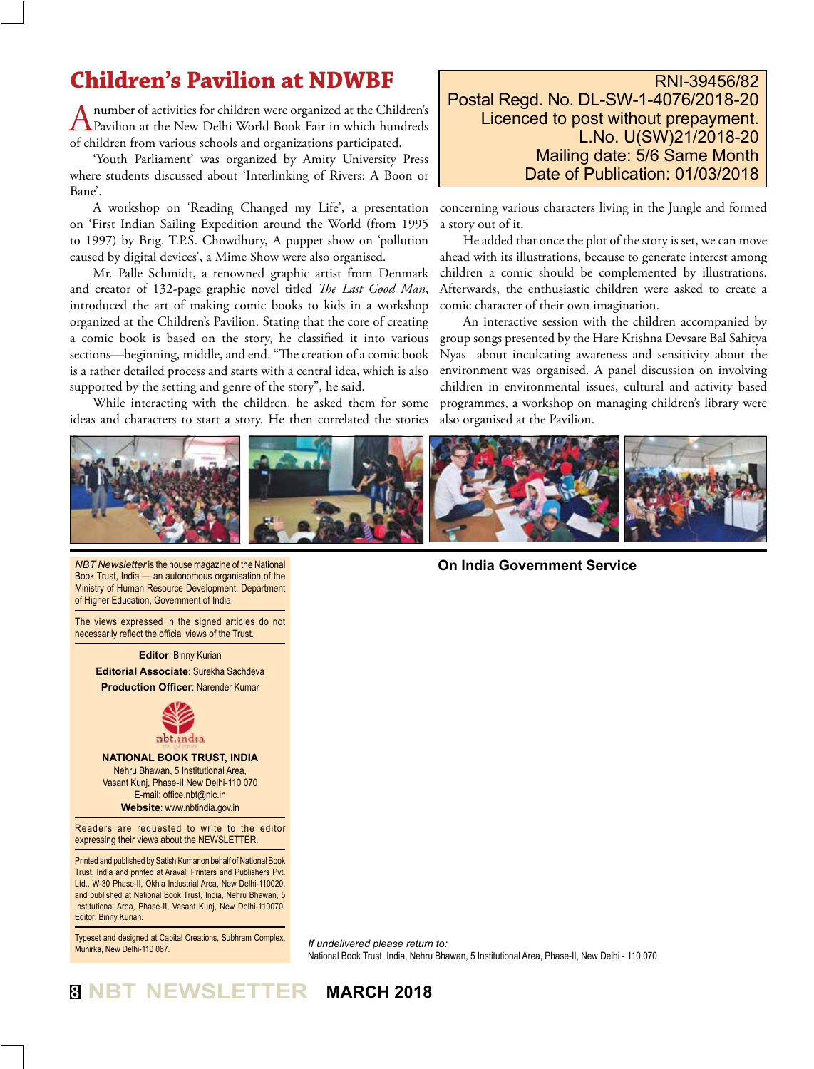# Children's Pavilion at NDWBF

A number of activities for children were organized at the Children's Pavilion at the New Delhi World Book Fair in which hundreds of children from various schools and organizations participated.

'Youth Parliament' was organized by Amity University Press where students discussed about 'Interlinking of Rivers: A Boon or Bane'.

A workshop on 'Reading Changed my Life', a presentation on 'First Indian Sailing Expedition around the World (from 1995 to 1997) by Brig. T.P.S. Chowdhury, A puppet show on 'pollution caused by digital devices', a Mime Show were also organised.

Mr. Palle Schmidt, a renowned graphic artist from Denmark and creator of 132-page graphic novel titled *The Last Good Man*, introduced the art of making comic books to kids in a workshop organized at the Children's Pavilion. Stating that the core of creating a comic book is based on the story, he classified it into various sections—beginning, middle, and end. "The creation of a comic book is a rather detailed process and starts with a central idea, which is also supported by the setting and genre of the story", he said.

While interacting with the children, he asked them for some ideas and characters to start a story. He then correlated the stories concerning various characters living in the Jungle and formed a story out of it.

He added that once the plot of the story is set, we can move ahead with its illustrations, because to generate interest among children a comic should be complemented by illustrations. Afterwards, the enthusiastic children were asked to create a comic character of their own imagination.

An interactive session with the children accompanied by group songs presented by the Hare Krishna Devsare Bal Sahitya Nyas about inculcating awareness and sensitivity about the environment was organised. A panel discussion on involving children in environmental issues, cultural and activity based programmes, a workshop on managing children's library were also organised at the Pavilion.

RNI-39456/82
Postal Regd. No. DL-SW-1-4076/2018-20
Licenced to post without prepayment.
L.No. U(SW)21/2018-20
Mailing date: 5/6 Same Month
Date of Publication: 01/03/2018

*NBT Newsletter* is the house magazine of the National Book Trust, India — an autonomous organisation of the Ministry of Human Resource Development, Department of Higher Education, Government of India.

The views expressed in the signed articles do not necessarily reflect the official views of the Trust.

**Editor**: Binny Kurian
**Editorial Associate**: Surekha Sachdeva
**Production Officer**: Narender Kumar

**NATIONAL BOOK TRUST, INDIA**
Nehru Bhawan, 5 Institutional Area,
Vasant Kunj, Phase-II New Delhi-110 070
E-mail: office.nbt@nic.in
**Website**: www.nbtindia.gov.in

Readers are requested to write to the editor expressing their views about the NEWSLETTER.

Printed and published by Satish Kumar on behalf of National Book Trust, India and printed at Aravali Printers and Publishers Pvt. Ltd., W-30 Phase-II, Okhla Industrial Area, New Delhi-110020, and published at National Book Trust, India, Nehru Bhawan, 5 Institutional Area, Phase-II, Vasant Kunj, New Delhi-110070. Editor: Binny Kurian.

Typeset and designed at Capital Creations, Subhram Complex, Munirka, New Delhi-110 067.

**On India Government Service**

*If undelivered please return to:*
National Book Trust, India, Nehru Bhawan, 5 Institutional Area, Phase-II, New Delhi - 110 070